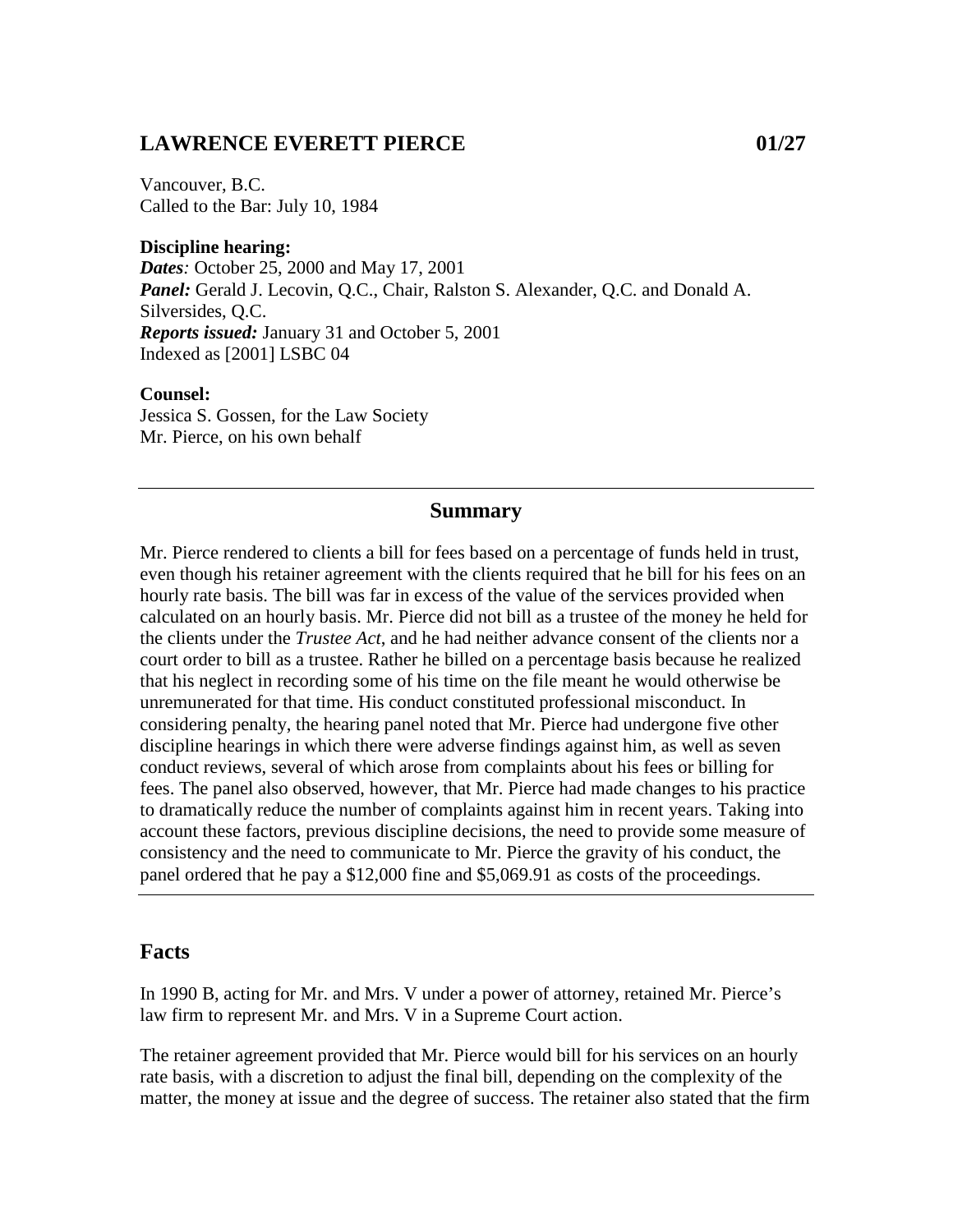## LAWRENCE EVERETT PIERCE 01/27

Vancouver, B.C.
Called to the Bar: July 10, 1984

**Discipline hearing:**
***Dates**:* October 25, 2000 and May 17, 2001
***Panel:*** Gerald J. Lecovin, Q.C., Chair, Ralston S. Alexander, Q.C. and Donald A. Silversides, Q.C.
***Reports issued:*** January 31 and October 5, 2001
Indexed as [2001] LSBC 04

**Counsel:**
Jessica S. Gossen, for the Law Society
Mr. Pierce, on his own behalf

---

### Summary

Mr. Pierce rendered to clients a bill for fees based on a percentage of funds held in trust, even though his retainer agreement with the clients required that he bill for his fees on an hourly rate basis. The bill was far in excess of the value of the services provided when calculated on an hourly basis. Mr. Pierce did not bill as a trustee of the money he held for the clients under the *Trustee Act*, and he had neither advance consent of the clients nor a court order to bill as a trustee. Rather he billed on a percentage basis because he realized that his neglect in recording some of his time on the file meant he would otherwise be unremunerated for that time. His conduct constituted professional misconduct. In considering penalty, the hearing panel noted that Mr. Pierce had undergone five other discipline hearings in which there were adverse findings against him, as well as seven conduct reviews, several of which arose from complaints about his fees or billing for fees. The panel also observed, however, that Mr. Pierce had made changes to his practice to dramatically reduce the number of complaints against him in recent years. Taking into account these factors, previous discipline decisions, the need to provide some measure of consistency and the need to communicate to Mr. Pierce the gravity of his conduct, the panel ordered that he pay a $12,000 fine and $5,069.91 as costs of the proceedings.

---

## Facts

In 1990 B, acting for Mr. and Mrs. V under a power of attorney, retained Mr. Pierce's law firm to represent Mr. and Mrs. V in a Supreme Court action.

The retainer agreement provided that Mr. Pierce would bill for his services on an hourly rate basis, with a discretion to adjust the final bill, depending on the complexity of the matter, the money at issue and the degree of success. The retainer also stated that the firm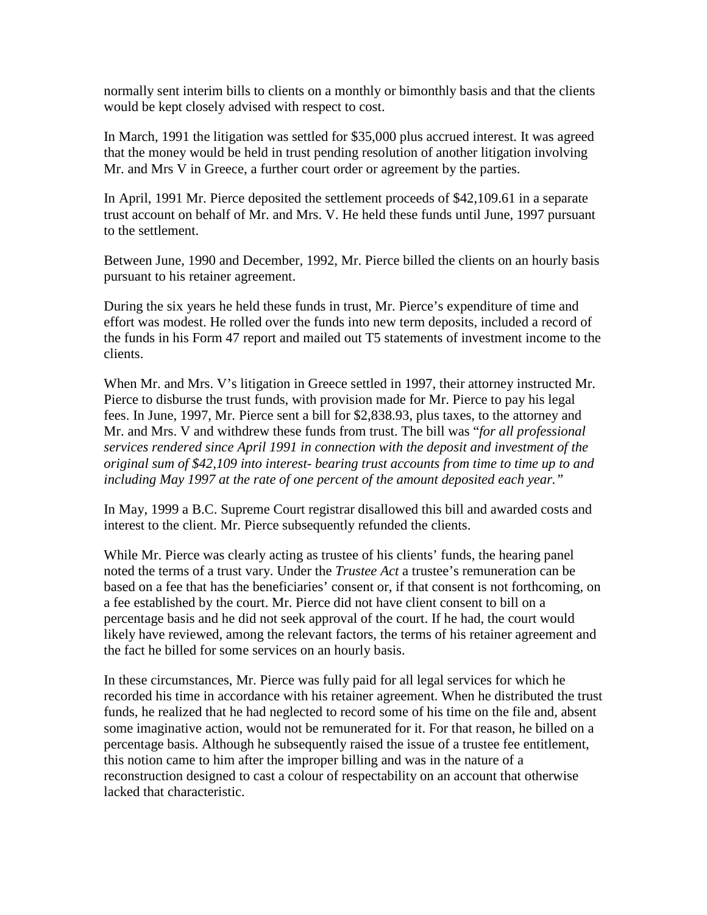normally sent interim bills to clients on a monthly or bimonthly basis and that the clients would be kept closely advised with respect to cost.

In March, 1991 the litigation was settled for $35,000 plus accrued interest. It was agreed that the money would be held in trust pending resolution of another litigation involving Mr. and Mrs V in Greece, a further court order or agreement by the parties.

In April, 1991 Mr. Pierce deposited the settlement proceeds of $42,109.61 in a separate trust account on behalf of Mr. and Mrs. V. He held these funds until June, 1997 pursuant to the settlement.

Between June, 1990 and December, 1992, Mr. Pierce billed the clients on an hourly basis pursuant to his retainer agreement.

During the six years he held these funds in trust, Mr. Pierce's expenditure of time and effort was modest. He rolled over the funds into new term deposits, included a record of the funds in his Form 47 report and mailed out T5 statements of investment income to the clients.

When Mr. and Mrs. V's litigation in Greece settled in 1997, their attorney instructed Mr. Pierce to disburse the trust funds, with provision made for Mr. Pierce to pay his legal fees. In June, 1997, Mr. Pierce sent a bill for $2,838.93, plus taxes, to the attorney and Mr. and Mrs. V and withdrew these funds from trust. The bill was "*for all professional services rendered since April 1991 in connection with the deposit and investment of the original sum of $42,109 into interest- bearing trust accounts from time to time up to and including May 1997 at the rate of one percent of the amount deposited each year.*"

In May, 1999 a B.C. Supreme Court registrar disallowed this bill and awarded costs and interest to the client. Mr. Pierce subsequently refunded the clients.

While Mr. Pierce was clearly acting as trustee of his clients' funds, the hearing panel noted the terms of a trust vary. Under the *Trustee Act* a trustee's remuneration can be based on a fee that has the beneficiaries' consent or, if that consent is not forthcoming, on a fee established by the court. Mr. Pierce did not have client consent to bill on a percentage basis and he did not seek approval of the court. If he had, the court would likely have reviewed, among the relevant factors, the terms of his retainer agreement and the fact he billed for some services on an hourly basis.

In these circumstances, Mr. Pierce was fully paid for all legal services for which he recorded his time in accordance with his retainer agreement. When he distributed the trust funds, he realized that he had neglected to record some of his time on the file and, absent some imaginative action, would not be remunerated for it. For that reason, he billed on a percentage basis. Although he subsequently raised the issue of a trustee fee entitlement, this notion came to him after the improper billing and was in the nature of a reconstruction designed to cast a colour of respectability on an account that otherwise lacked that characteristic.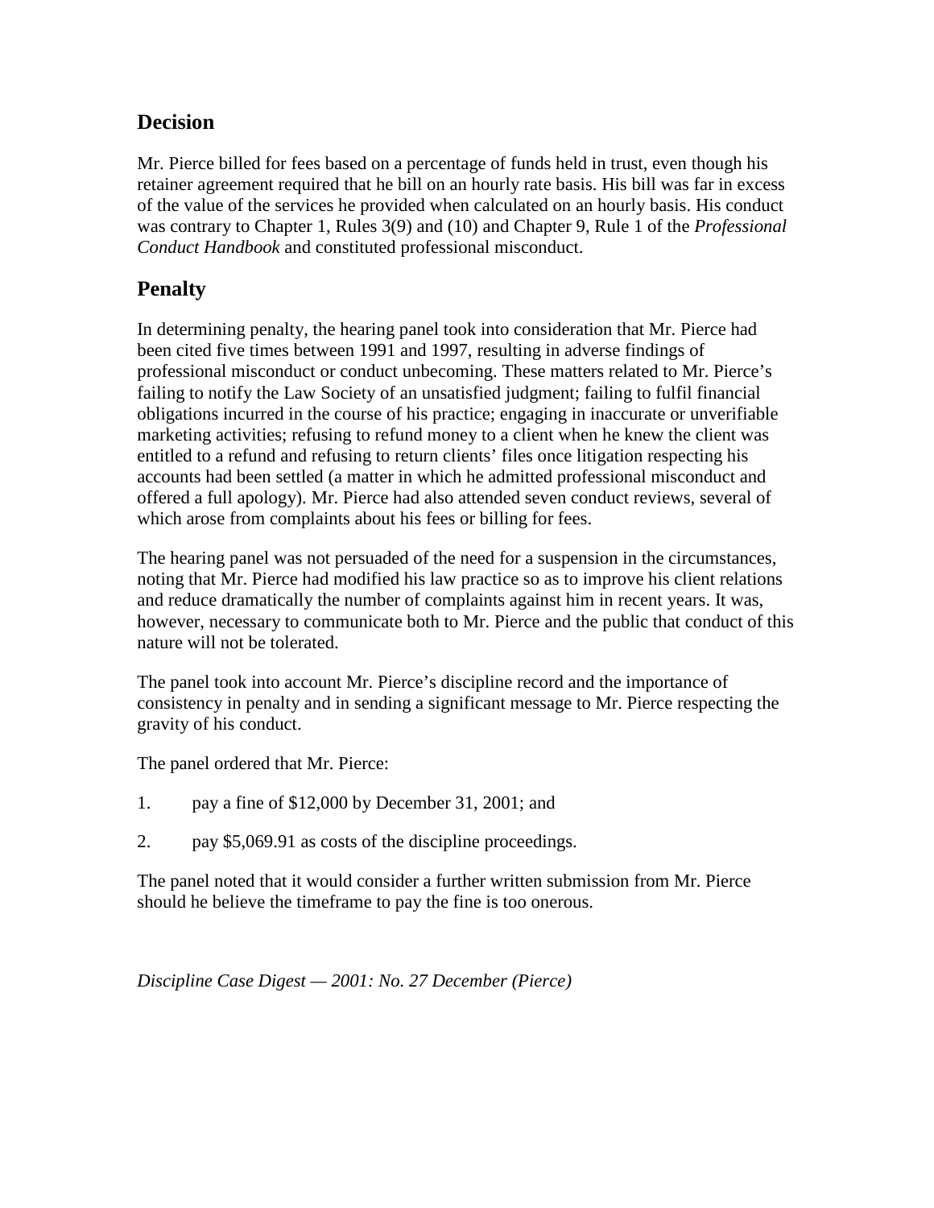## Decision

Mr. Pierce billed for fees based on a percentage of funds held in trust, even though his retainer agreement required that he bill on an hourly rate basis. His bill was far in excess of the value of the services he provided when calculated on an hourly basis. His conduct was contrary to Chapter 1, Rules 3(9) and (10) and Chapter 9, Rule 1 of the *Professional Conduct Handbook* and constituted professional misconduct.

## Penalty

In determining penalty, the hearing panel took into consideration that Mr. Pierce had been cited five times between 1991 and 1997, resulting in adverse findings of professional misconduct or conduct unbecoming. These matters related to Mr. Pierce's failing to notify the Law Society of an unsatisfied judgment; failing to fulfil financial obligations incurred in the course of his practice; engaging in inaccurate or unverifiable marketing activities; refusing to refund money to a client when he knew the client was entitled to a refund and refusing to return clients' files once litigation respecting his accounts had been settled (a matter in which he admitted professional misconduct and offered a full apology). Mr. Pierce had also attended seven conduct reviews, several of which arose from complaints about his fees or billing for fees.

The hearing panel was not persuaded of the need for a suspension in the circumstances, noting that Mr. Pierce had modified his law practice so as to improve his client relations and reduce dramatically the number of complaints against him in recent years. It was, however, necessary to communicate both to Mr. Pierce and the public that conduct of this nature will not be tolerated.

The panel took into account Mr. Pierce's discipline record and the importance of consistency in penalty and in sending a significant message to Mr. Pierce respecting the gravity of his conduct.

The panel ordered that Mr. Pierce:

1. pay a fine of $12,000 by December 31, 2001; and
2. pay $5,069.91 as costs of the discipline proceedings.

The panel noted that it would consider a further written submission from Mr. Pierce should he believe the timeframe to pay the fine is too onerous.

*Discipline Case Digest — 2001: No. 27 December (Pierce)*